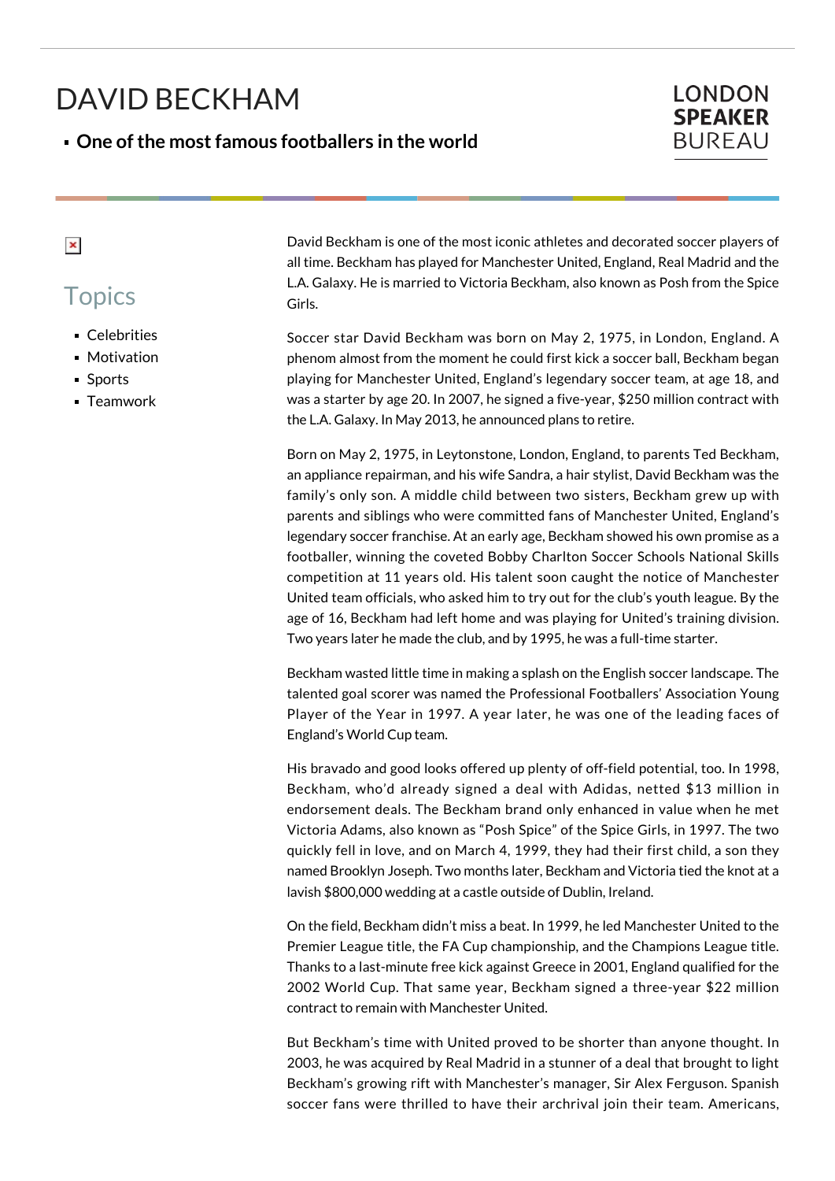# DAVID BECKHAM

- **One of the most famous footballers in the world**

LONDON SPEAKER BUREAU

## Topics

- Celebrities
- Motivation
- Sports
- Teamwork

David Beckham is one of the most iconic athletes and decorated soccer players of all time. Beckham has played for Manchester United, England, Real Madrid and the L.A. Galaxy. He is married to Victoria Beckham, also known as Posh from the Spice Girls.

Soccer star David Beckham was born on May 2, 1975, in London, England. A phenom almost from the moment he could first kick a soccer ball, Beckham began playing for Manchester United, England's legendary soccer team, at age 18, and was a starter by age 20. In 2007, he signed a five-year, $250 million contract with the L.A. Galaxy. In May 2013, he announced plans to retire.

Born on May 2, 1975, in Leytonstone, London, England, to parents Ted Beckham, an appliance repairman, and his wife Sandra, a hair stylist, David Beckham was the family's only son. A middle child between two sisters, Beckham grew up with parents and siblings who were committed fans of Manchester United, England's legendary soccer franchise. At an early age, Beckham showed his own promise as a footballer, winning the coveted Bobby Charlton Soccer Schools National Skills competition at 11 years old. His talent soon caught the notice of Manchester United team officials, who asked him to try out for the club's youth league. By the age of 16, Beckham had left home and was playing for United's training division. Two years later he made the club, and by 1995, he was a full-time starter.

Beckham wasted little time in making a splash on the English soccer landscape. The talented goal scorer was named the Professional Footballers' Association Young Player of the Year in 1997. A year later, he was one of the leading faces of England's World Cup team.

His bravado and good looks offered up plenty of off-field potential, too. In 1998, Beckham, who'd already signed a deal with Adidas, netted $13 million in endorsement deals. The Beckham brand only enhanced in value when he met Victoria Adams, also known as "Posh Spice" of the Spice Girls, in 1997. The two quickly fell in love, and on March 4, 1999, they had their first child, a son they named Brooklyn Joseph. Two months later, Beckham and Victoria tied the knot at a lavish $800,000 wedding at a castle outside of Dublin, Ireland.

On the field, Beckham didn't miss a beat. In 1999, he led Manchester United to the Premier League title, the FA Cup championship, and the Champions League title. Thanks to a last-minute free kick against Greece in 2001, England qualified for the 2002 World Cup. That same year, Beckham signed a three-year $22 million contract to remain with Manchester United.

But Beckham's time with United proved to be shorter than anyone thought. In 2003, he was acquired by Real Madrid in a stunner of a deal that brought to light Beckham's growing rift with Manchester's manager, Sir Alex Ferguson. Spanish soccer fans were thrilled to have their archrival join their team. Americans,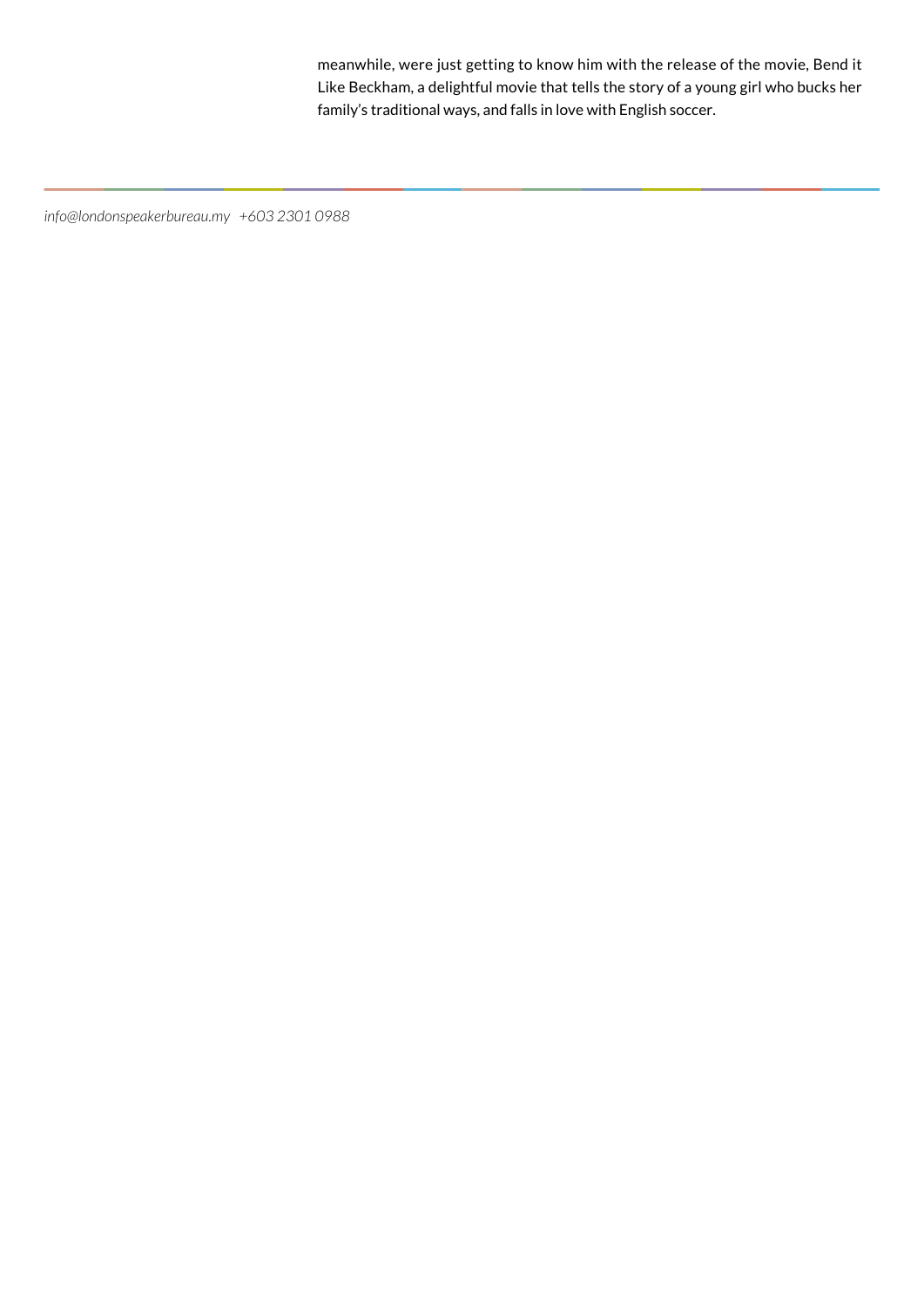meanwhile, were just getting to know him with the release of the movie, Bend it Like Beckham, a delightful movie that tells the story of a young girl who bucks her family's traditional ways, and falls in love with English soccer.